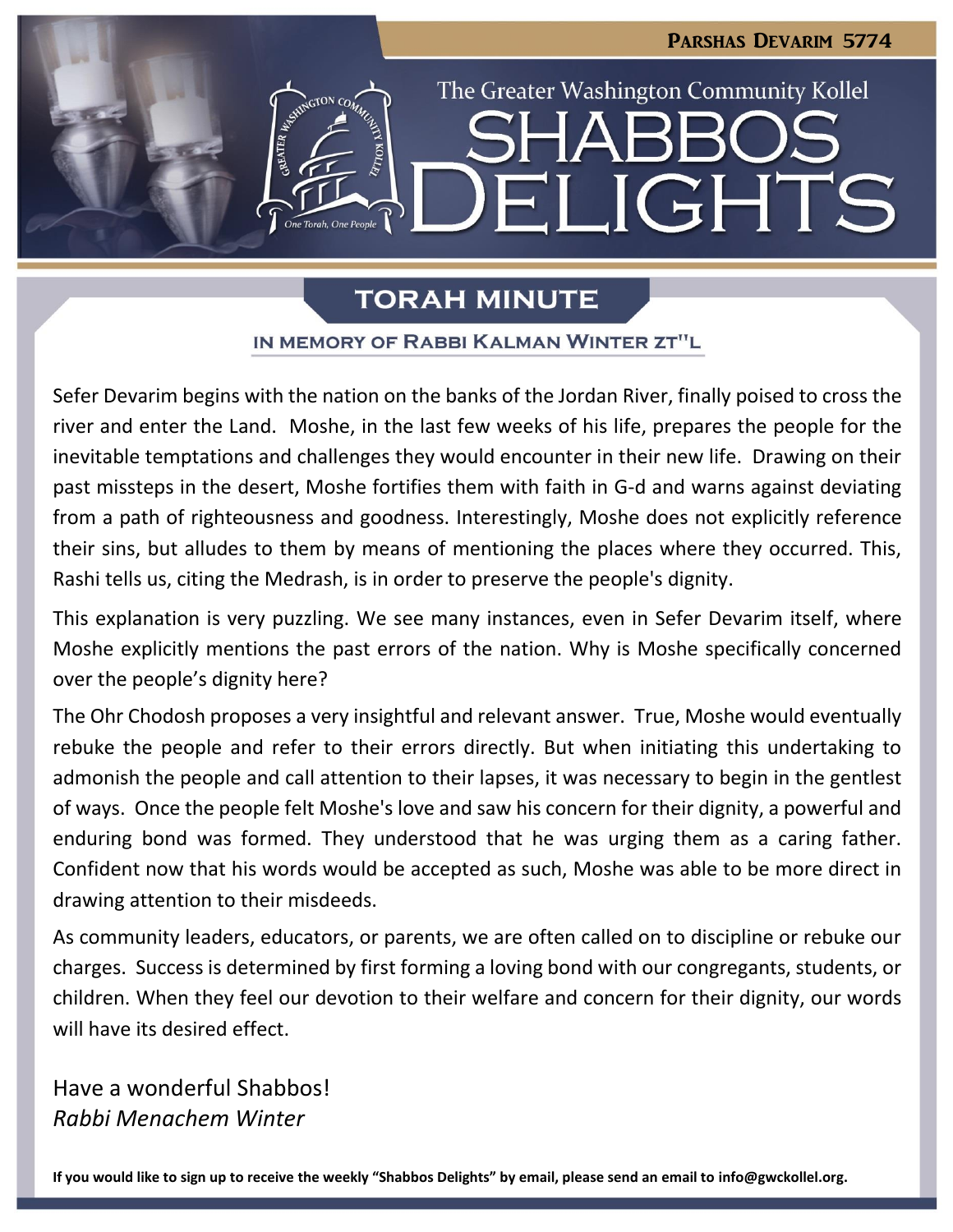Parshas Devarim 5774

The Greater Washington Community Kollel

# Shabbos Delights

## Torah Minute

### In memory of Rabbi Kalman Winter zt"l

Sefer Devarim begins with the nation on the banks of the Jordan River, finally poised to cross the river and enter the Land. Moshe, in the last few weeks of his life, prepares the people for the inevitable temptations and challenges they would encounter in their new life. Drawing on their past missteps in the desert, Moshe fortifies them with faith in G-d and warns against deviating from a path of righteousness and goodness. Interestingly, Moshe does not explicitly reference their sins, but alludes to them by means of mentioning the places where they occurred. This, Rashi tells us, citing the Medrash, is in order to preserve the people's dignity.

This explanation is very puzzling. We see many instances, even in Sefer Devarim itself, where Moshe explicitly mentions the past errors of the nation. Why is Moshe specifically concerned over the people's dignity here?

The Ohr Chodosh proposes a very insightful and relevant answer. True, Moshe would eventually rebuke the people and refer to their errors directly. But when initiating this undertaking to admonish the people and call attention to their lapses, it was necessary to begin in the gentlest of ways. Once the people felt Moshe's love and saw his concern for their dignity, a powerful and enduring bond was formed. They understood that he was urging them as a caring father. Confident now that his words would be accepted as such, Moshe was able to be more direct in drawing attention to their misdeeds.

As community leaders, educators, or parents, we are often called on to discipline or rebuke our charges. Success is determined by first forming a loving bond with our congregants, students, or children. When they feel our devotion to their welfare and concern for their dignity, our words will have its desired effect.

Have a wonderful Shabbos!
*Rabbi Menachem Winter*

**If you would like to sign up to receive the weekly "Shabbos Delights" by email, please send an email to info@gwckollel.org.**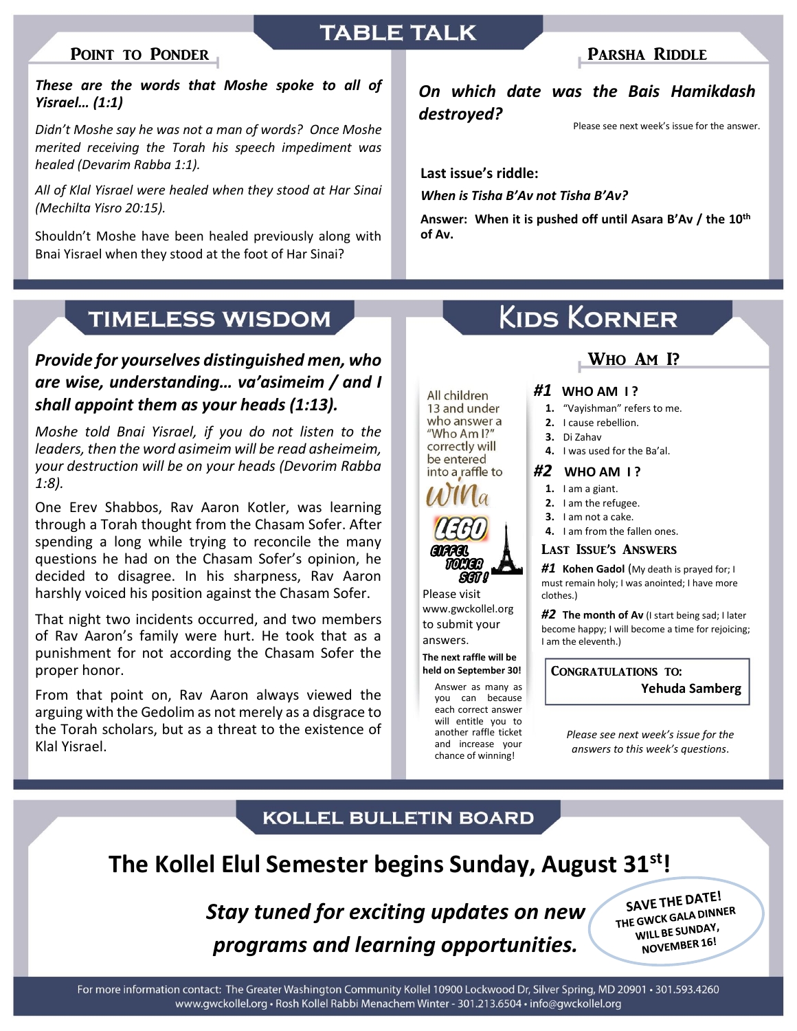# TABLE TALK

## Point to Ponder

***These are the words that Moshe spoke to all of Yisrael… (1:1)***

*Didn't Moshe say he was not a man of words? Once Moshe merited receiving the Torah his speech impediment was healed (Devarim Rabba 1:1).*

*All of Klal Yisrael were healed when they stood at Har Sinai (Mechilta Yisro 20:15).*

Shouldn't Moshe have been healed previously along with Bnai Yisrael when they stood at the foot of Har Sinai?

## Parsha Riddle

***On which date was the Bais Hamikdash destroyed?***

Please see next week's issue for the answer.

**Last issue's riddle:**

***When is Tisha B'Av not Tisha B'Av?***

**Answer: When it is pushed off until Asara B'Av / the 10th of Av.**

# TIMELESS WISDOM

***Provide for yourselves distinguished men, who are wise, understanding… va'asimeim / and I shall appoint them as your heads (1:13).***

*Moshe told Bnai Yisrael, if you do not listen to the leaders, then the word asimeim will be read asheimeim, your destruction will be on your heads (Devorim Rabba 1:8).*

One Erev Shabbos, Rav Aaron Kotler, was learning through a Torah thought from the Chasam Sofer. After spending a long while trying to reconcile the many questions he had on the Chasam Sofer's opinion, he decided to disagree. In his sharpness, Rav Aaron harshly voiced his position against the Chasam Sofer.

That night two incidents occurred, and two members of Rav Aaron's family were hurt. He took that as a punishment for not according the Chasam Sofer the proper honor.

From that point on, Rav Aaron always viewed the arguing with the Gedolim as not merely as a disgrace to the Torah scholars, but as a threat to the existence of Klal Yisrael.

# Kids Korner

All children 13 and under who answer a "Who Am I?" correctly will be entered into a raffle to

Win a LEGO Eiffel Tower Set!

Please visit www.gwckollel.org to submit your answers.

**The next raffle will be held on September 30!**

Answer as many as you can because each correct answer will entitle you to another raffle ticket and increase your chance of winning!

## Who Am I?

### #1 WHO AM I ?

1. "Vayishman" refers to me.
2. I cause rebellion.
3. Di Zahav
4. I was used for the Ba'al.

### #2 WHO AM I ?

1. I am a giant.
2. I am the refugee.
3. I am not a cake.
4. I am from the fallen ones.

### Last Issue's Answers

**#1 Kohen Gadol** (My death is prayed for; I must remain holy; I was anointed; I have more clothes.)

**#2 The month of Av** (I start being sad; I later become happy; I will become a time for rejoicing; I am the eleventh.)

**Congratulations to:**
**Yehuda Samberg**

*Please see next week's issue for the answers to this week's questions.*

# KOLLEL BULLETIN BOARD

**The Kollel Elul Semester begins Sunday, August 31st!**

***Stay tuned for exciting updates on new programs and learning opportunities.***

**SAVE THE DATE! THE GWCK GALA DINNER WILL BE SUNDAY, NOVEMBER 16!**

For more information contact: The Greater Washington Community Kollel 10900 Lockwood Dr, Silver Spring, MD 20901 • 301.593.4260
www.gwckollel.org • Rosh Kollel Rabbi Menachem Winter - 301.213.6504 • info@gwckollel.org